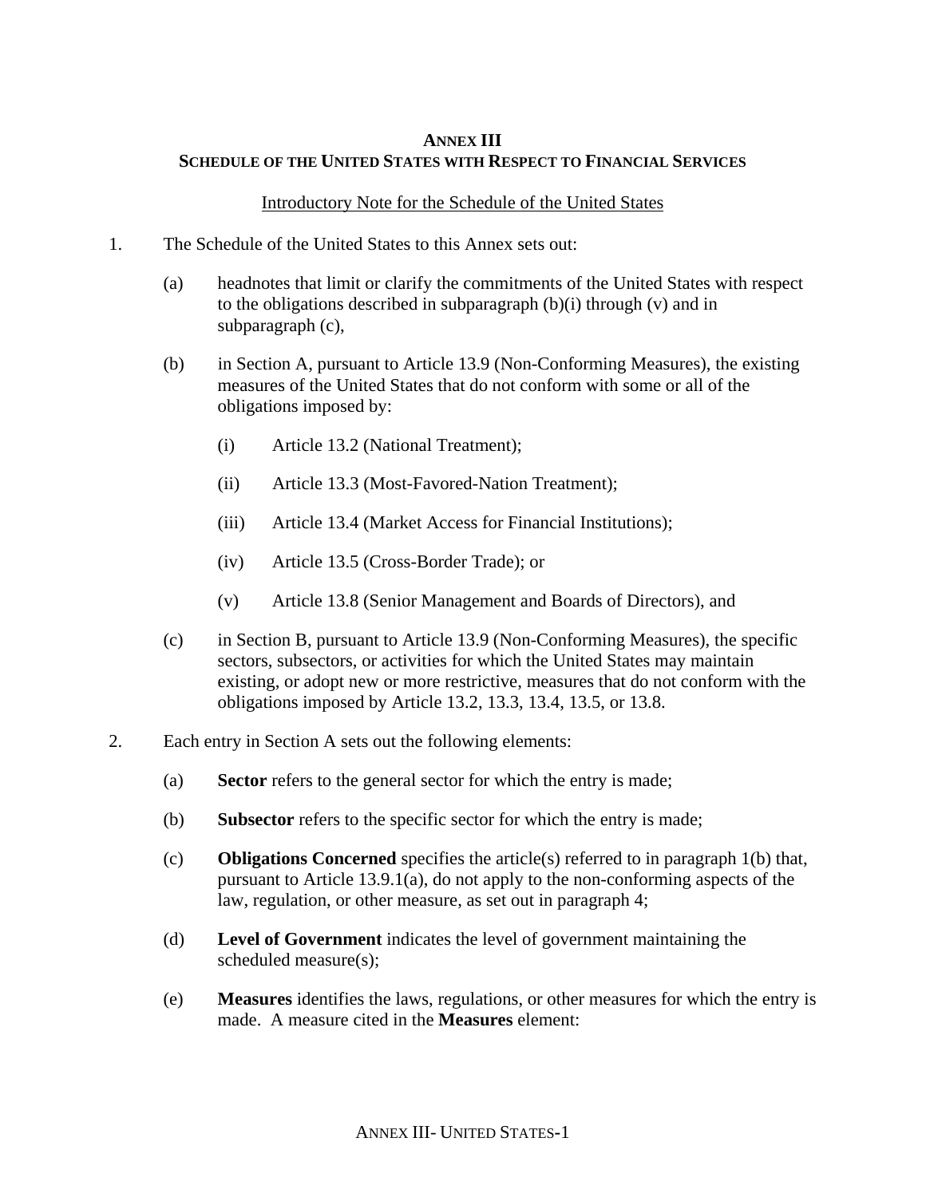# ANNEX III
## SCHEDULE OF THE UNITED STATES WITH RESPECT TO FINANCIAL SERVICES

Introductory Note for the Schedule of the United States

1. The Schedule of the United States to this Annex sets out:

   (a) headnotes that limit or clarify the commitments of the United States with respect to the obligations described in subparagraph (b)(i) through (v) and in subparagraph (c),

   (b) in Section A, pursuant to Article 13.9 (Non-Conforming Measures), the existing measures of the United States that do not conform with some or all of the obligations imposed by:

      (i) Article 13.2 (National Treatment);

      (ii) Article 13.3 (Most-Favored-Nation Treatment);

      (iii) Article 13.4 (Market Access for Financial Institutions);

      (iv) Article 13.5 (Cross-Border Trade); or

      (v) Article 13.8 (Senior Management and Boards of Directors), and

   (c) in Section B, pursuant to Article 13.9 (Non-Conforming Measures), the specific sectors, subsectors, or activities for which the United States may maintain existing, or adopt new or more restrictive, measures that do not conform with the obligations imposed by Article 13.2, 13.3, 13.4, 13.5, or 13.8.

2. Each entry in Section A sets out the following elements:

   (a) **Sector** refers to the general sector for which the entry is made;

   (b) **Subsector** refers to the specific sector for which the entry is made;

   (c) **Obligations Concerned** specifies the article(s) referred to in paragraph 1(b) that, pursuant to Article 13.9.1(a), do not apply to the non-conforming aspects of the law, regulation, or other measure, as set out in paragraph 4;

   (d) **Level of Government** indicates the level of government maintaining the scheduled measure(s);

   (e) **Measures** identifies the laws, regulations, or other measures for which the entry is made. A measure cited in the **Measures** element: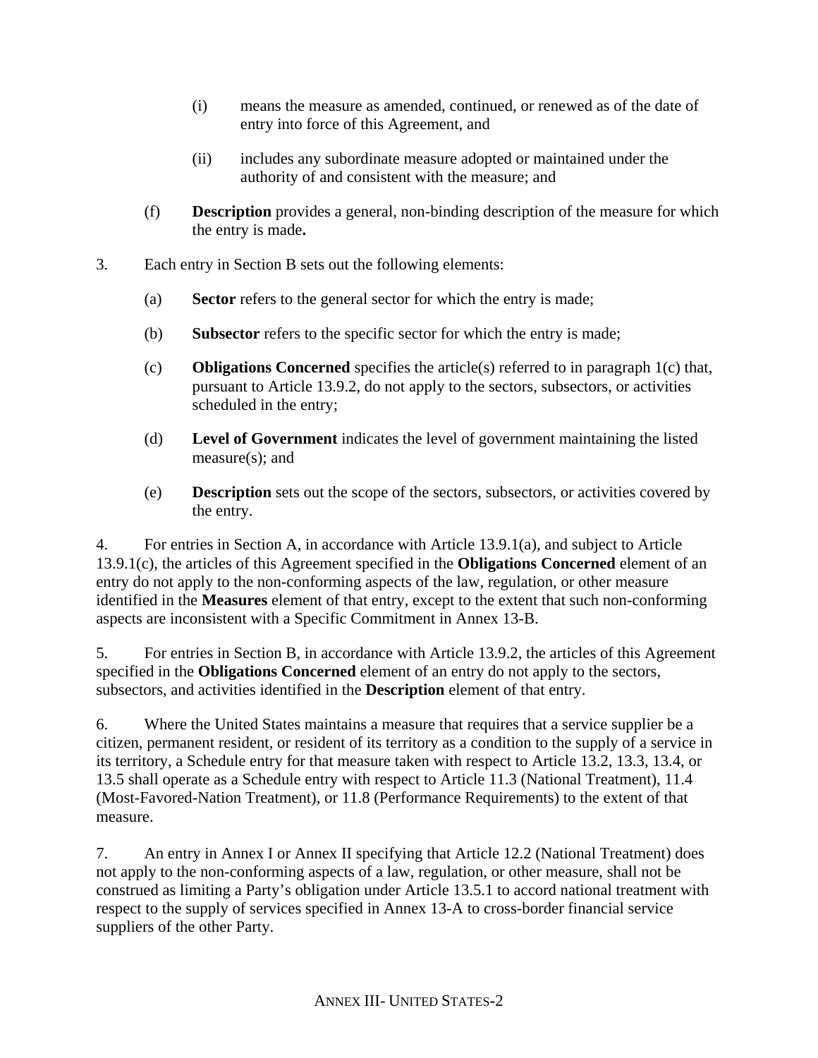(i) means the measure as amended, continued, or renewed as of the date of entry into force of this Agreement, and

(ii) includes any subordinate measure adopted or maintained under the authority of and consistent with the measure; and

(f) **Description** provides a general, non-binding description of the measure for which the entry is made**.**

3. Each entry in Section B sets out the following elements:

(a) **Sector** refers to the general sector for which the entry is made;

(b) **Subsector** refers to the specific sector for which the entry is made;

(c) **Obligations Concerned** specifies the article(s) referred to in paragraph 1(c) that, pursuant to Article 13.9.2, do not apply to the sectors, subsectors, or activities scheduled in the entry;

(d) **Level of Government** indicates the level of government maintaining the listed measure(s); and

(e) **Description** sets out the scope of the sectors, subsectors, or activities covered by the entry.

4. For entries in Section A, in accordance with Article 13.9.1(a), and subject to Article 13.9.1(c), the articles of this Agreement specified in the **Obligations Concerned** element of an entry do not apply to the non-conforming aspects of the law, regulation, or other measure identified in the **Measures** element of that entry, except to the extent that such non-conforming aspects are inconsistent with a Specific Commitment in Annex 13-B.

5. For entries in Section B, in accordance with Article 13.9.2, the articles of this Agreement specified in the **Obligations Concerned** element of an entry do not apply to the sectors, subsectors, and activities identified in the **Description** element of that entry.

6. Where the United States maintains a measure that requires that a service supplier be a citizen, permanent resident, or resident of its territory as a condition to the supply of a service in its territory, a Schedule entry for that measure taken with respect to Article 13.2, 13.3, 13.4, or 13.5 shall operate as a Schedule entry with respect to Article 11.3 (National Treatment), 11.4 (Most-Favored-Nation Treatment), or 11.8 (Performance Requirements) to the extent of that measure.

7. An entry in Annex I or Annex II specifying that Article 12.2 (National Treatment) does not apply to the non-conforming aspects of a law, regulation, or other measure, shall not be construed as limiting a Party's obligation under Article 13.5.1 to accord national treatment with respect to the supply of services specified in Annex 13-A to cross-border financial service suppliers of the other Party.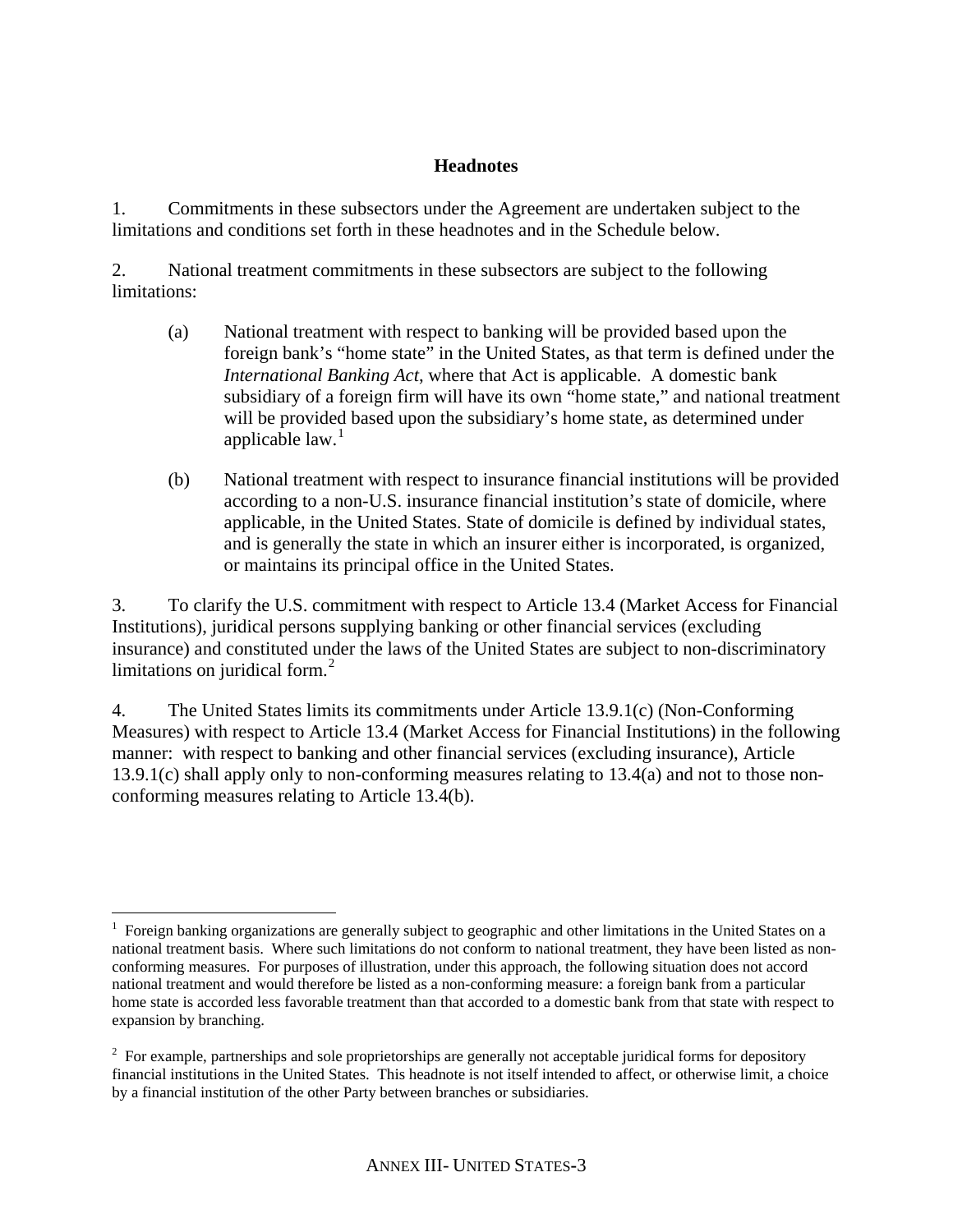## Headnotes

1. Commitments in these subsectors under the Agreement are undertaken subject to the limitations and conditions set forth in these headnotes and in the Schedule below.

2. National treatment commitments in these subsectors are subject to the following limitations:

   (a) National treatment with respect to banking will be provided based upon the foreign bank's "home state" in the United States, as that term is defined under the *International Banking Act*, where that Act is applicable. A domestic bank subsidiary of a foreign firm will have its own "home state," and national treatment will be provided based upon the subsidiary's home state, as determined under applicable law.[1]

   (b) National treatment with respect to insurance financial institutions will be provided according to a non-U.S. insurance financial institution's state of domicile, where applicable, in the United States. State of domicile is defined by individual states, and is generally the state in which an insurer either is incorporated, is organized, or maintains its principal office in the United States.

3. To clarify the U.S. commitment with respect to Article 13.4 (Market Access for Financial Institutions), juridical persons supplying banking or other financial services (excluding insurance) and constituted under the laws of the United States are subject to non-discriminatory limitations on juridical form.[2]

4. The United States limits its commitments under Article 13.9.1(c) (Non-Conforming Measures) with respect to Article 13.4 (Market Access for Financial Institutions) in the following manner: with respect to banking and other financial services (excluding insurance), Article 13.9.1(c) shall apply only to non-conforming measures relating to 13.4(a) and not to those non-conforming measures relating to Article 13.4(b).

---

[1] Foreign banking organizations are generally subject to geographic and other limitations in the United States on a national treatment basis. Where such limitations do not conform to national treatment, they have been listed as non-conforming measures. For purposes of illustration, under this approach, the following situation does not accord national treatment and would therefore be listed as a non-conforming measure: a foreign bank from a particular home state is accorded less favorable treatment than that accorded to a domestic bank from that state with respect to expansion by branching.

[2] For example, partnerships and sole proprietorships are generally not acceptable juridical forms for depository financial institutions in the United States. This headnote is not itself intended to affect, or otherwise limit, a choice by a financial institution of the other Party between branches or subsidiaries.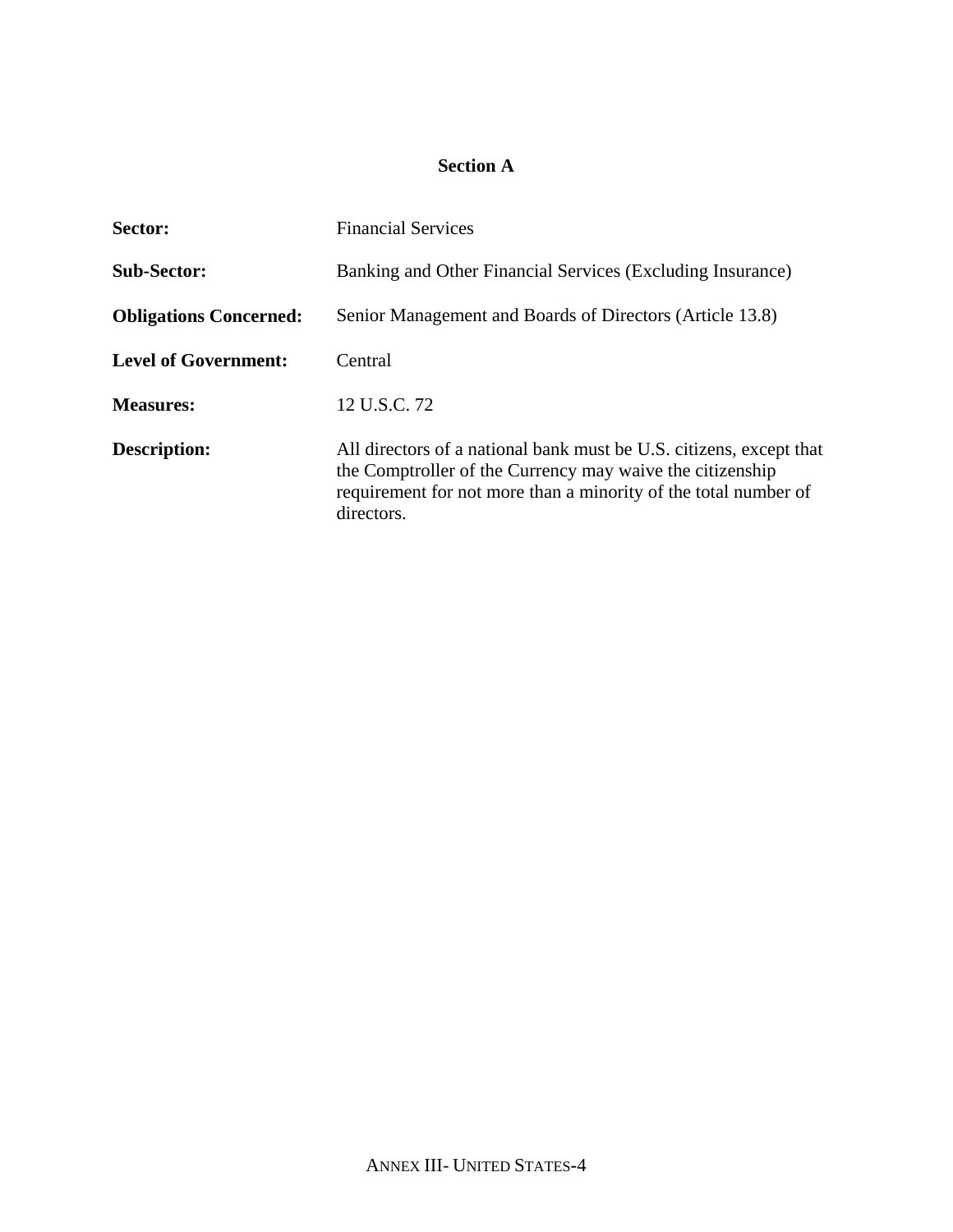## Section A

**Sector:** Financial Services

**Sub-Sector:** Banking and Other Financial Services (Excluding Insurance)

**Obligations Concerned:** Senior Management and Boards of Directors (Article 13.8)

**Level of Government:** Central

**Measures:** 12 U.S.C. 72

**Description:** All directors of a national bank must be U.S. citizens, except that the Comptroller of the Currency may waive the citizenship requirement for not more than a minority of the total number of directors.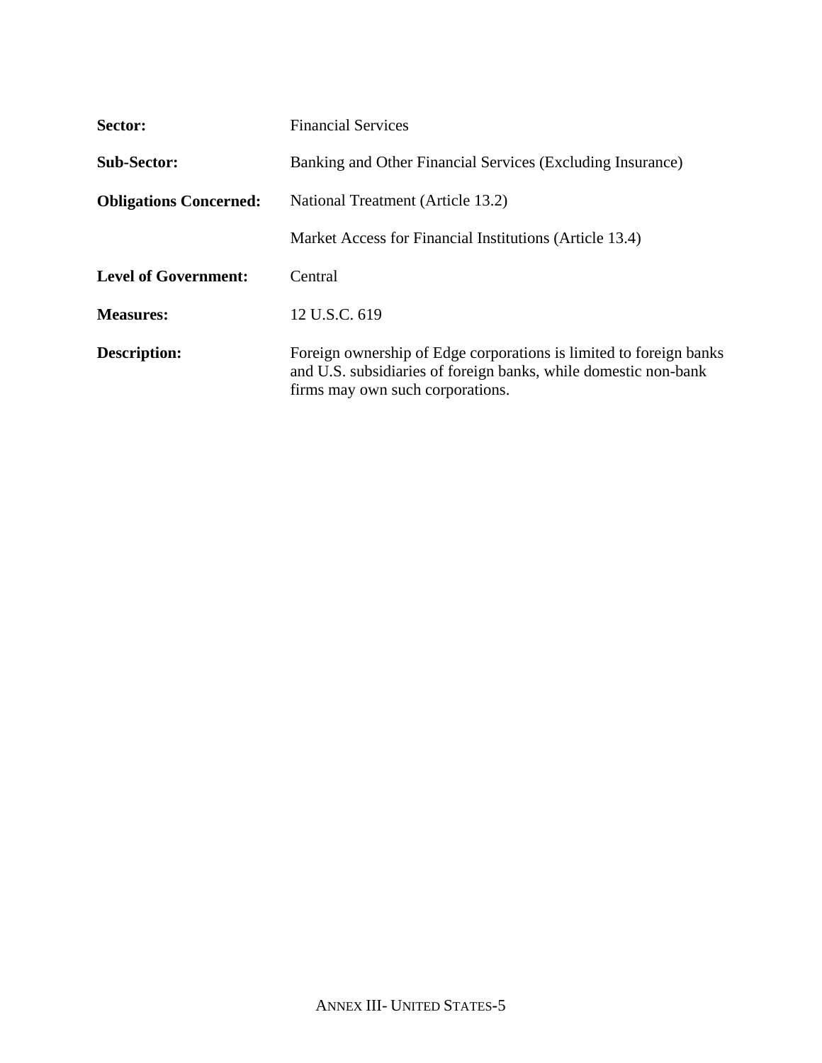**Sector:** Financial Services

**Sub-Sector:** Banking and Other Financial Services (Excluding Insurance)

**Obligations Concerned:** National Treatment (Article 13.2)

Market Access for Financial Institutions (Article 13.4)

**Level of Government:** Central

**Measures:** 12 U.S.C. 619

**Description:** Foreign ownership of Edge corporations is limited to foreign banks and U.S. subsidiaries of foreign banks, while domestic non-bank firms may own such corporations.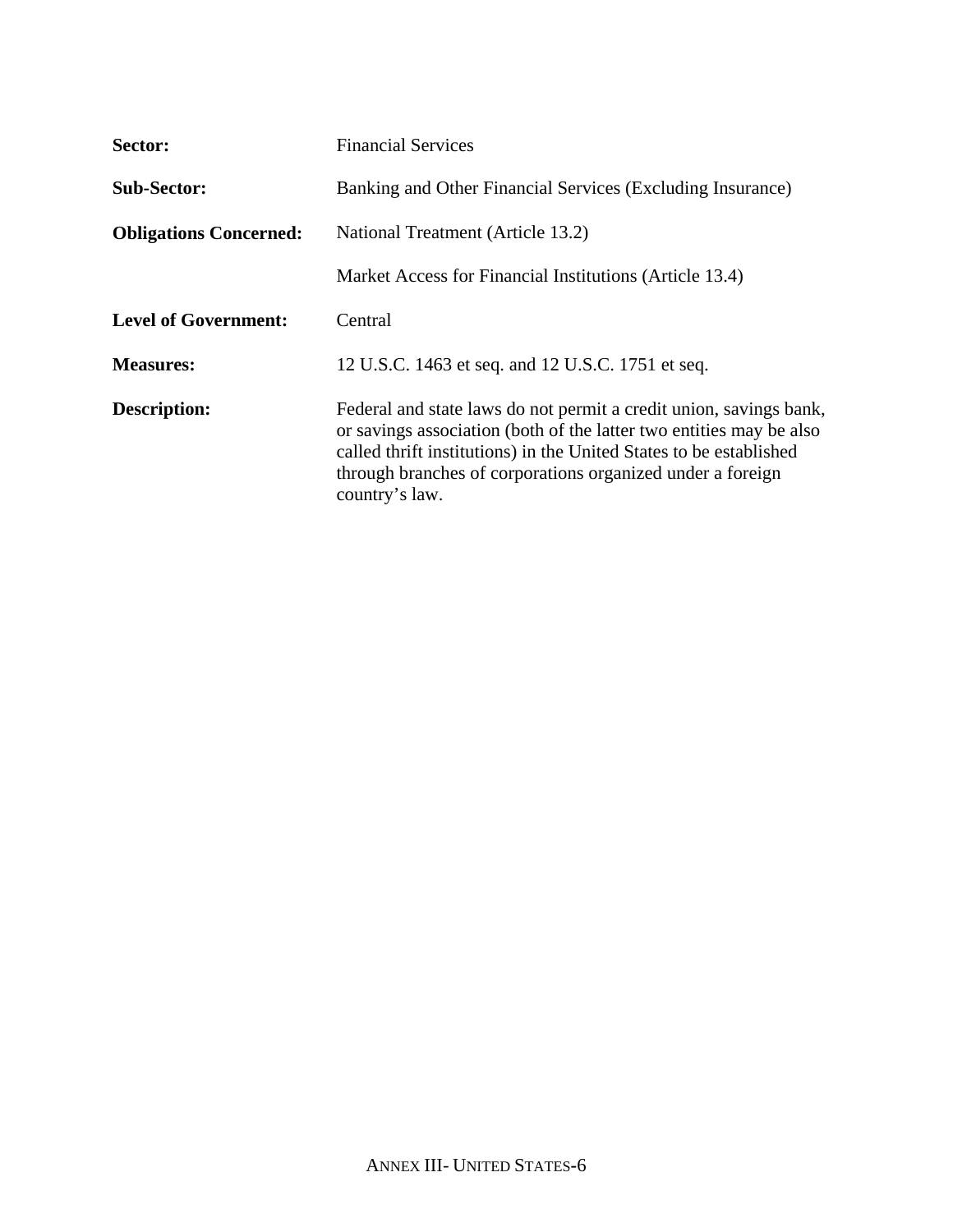| | |
|---|---|
| **Sector:** | Financial Services |
| **Sub-Sector:** | Banking and Other Financial Services (Excluding Insurance) |
| **Obligations Concerned:** | National Treatment (Article 13.2)<br><br>Market Access for Financial Institutions (Article 13.4) |
| **Level of Government:** | Central |
| **Measures:** | 12 U.S.C. 1463 et seq. and 12 U.S.C. 1751 et seq. |
| **Description:** | Federal and state laws do not permit a credit union, savings bank, or savings association (both of the latter two entities may be also called thrift institutions) in the United States to be established through branches of corporations organized under a foreign country's law. |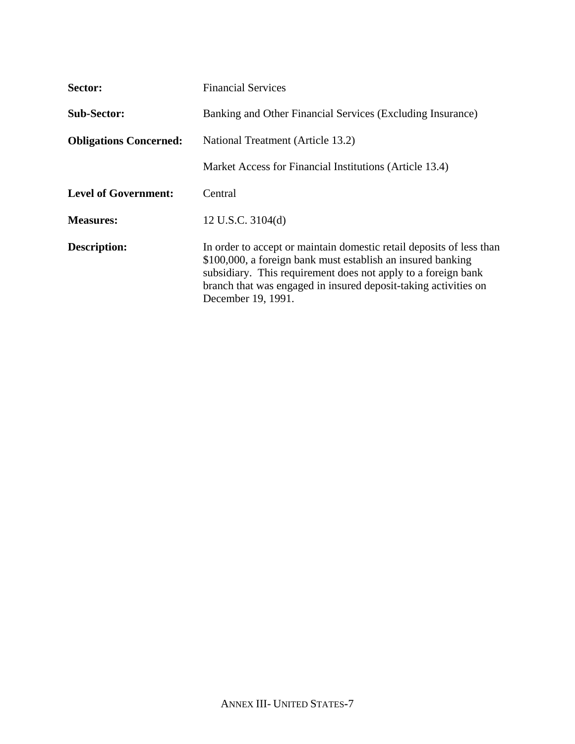**Sector:** Financial Services

**Sub-Sector:** Banking and Other Financial Services (Excluding Insurance)

**Obligations Concerned:** National Treatment (Article 13.2)

Market Access for Financial Institutions (Article 13.4)

**Level of Government:** Central

**Measures:** 12 U.S.C. 3104(d)

**Description:** In order to accept or maintain domestic retail deposits of less than $100,000, a foreign bank must establish an insured banking subsidiary. This requirement does not apply to a foreign bank branch that was engaged in insured deposit-taking activities on December 19, 1991.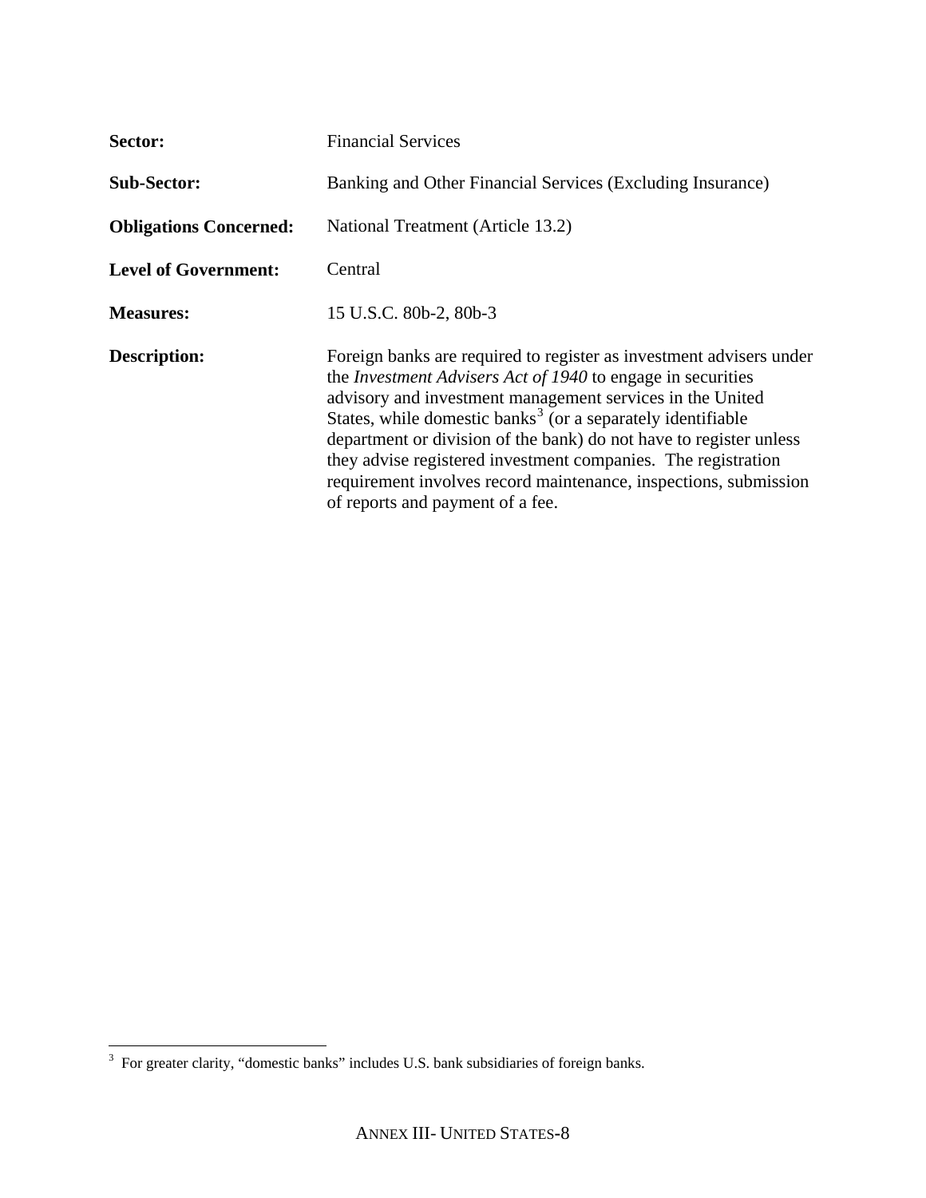**Sector:** Financial Services

**Sub-Sector:** Banking and Other Financial Services (Excluding Insurance)

**Obligations Concerned:** National Treatment (Article 13.2)

**Level of Government:** Central

**Measures:** 15 U.S.C. 80b-2, 80b-3

**Description:** Foreign banks are required to register as investment advisers under the *Investment Advisers Act of 1940* to engage in securities advisory and investment management services in the United States, while domestic banks[3] (or a separately identifiable department or division of the bank) do not have to register unless they advise registered investment companies. The registration requirement involves record maintenance, inspections, submission of reports and payment of a fee.

---

[3] For greater clarity, "domestic banks" includes U.S. bank subsidiaries of foreign banks.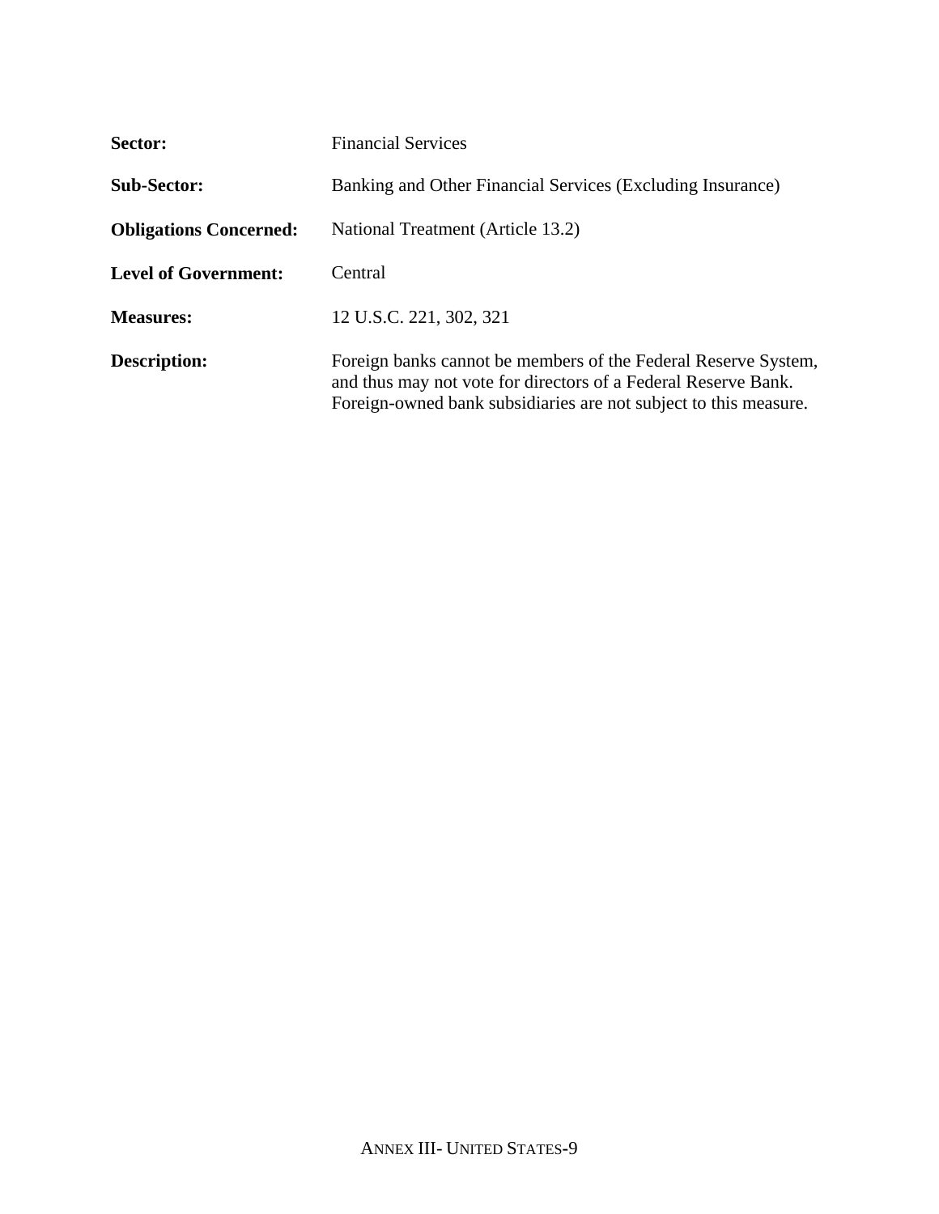**Sector:** Financial Services

**Sub-Sector:** Banking and Other Financial Services (Excluding Insurance)

**Obligations Concerned:** National Treatment (Article 13.2)

**Level of Government:** Central

**Measures:** 12 U.S.C. 221, 302, 321

**Description:** Foreign banks cannot be members of the Federal Reserve System, and thus may not vote for directors of a Federal Reserve Bank. Foreign-owned bank subsidiaries are not subject to this measure.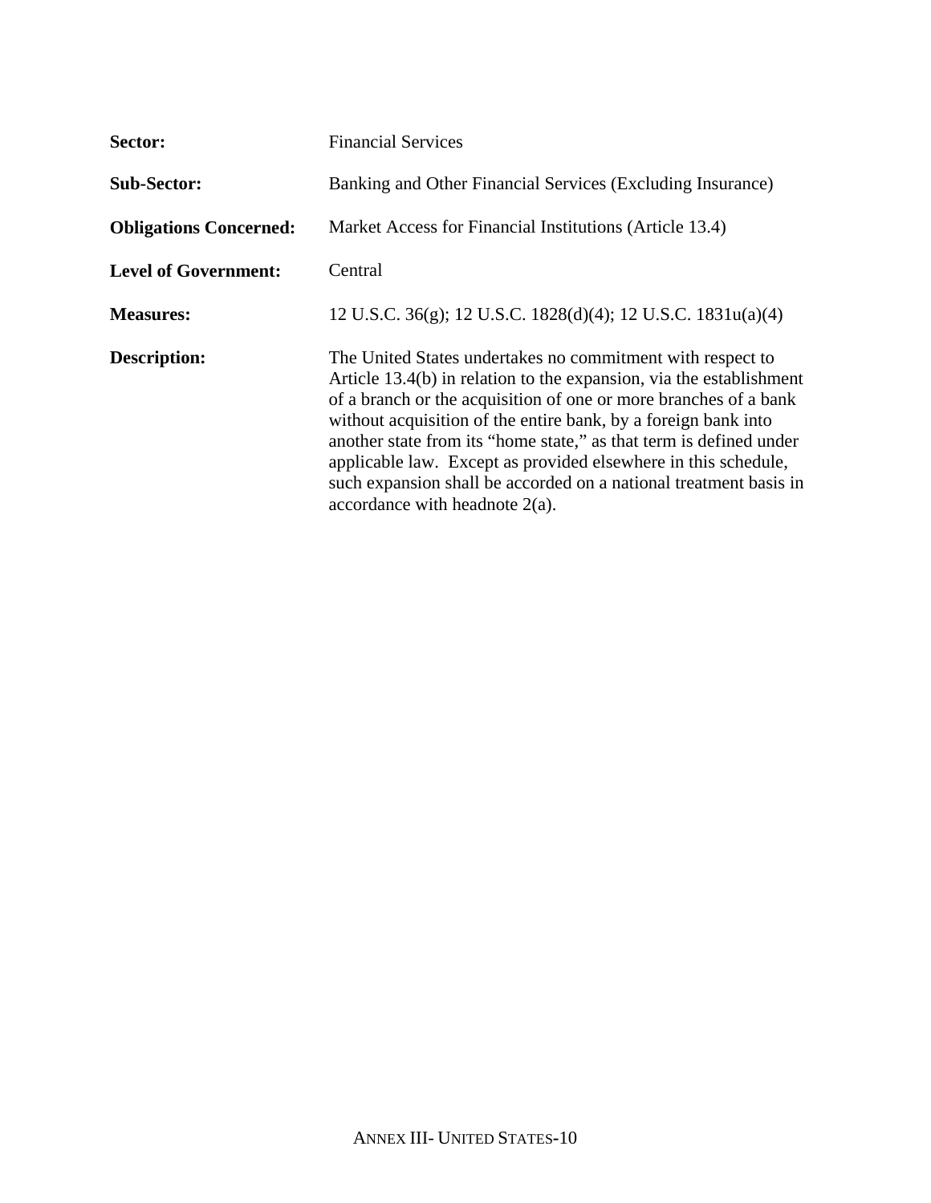**Sector:** Financial Services

**Sub-Sector:** Banking and Other Financial Services (Excluding Insurance)

**Obligations Concerned:** Market Access for Financial Institutions (Article 13.4)

**Level of Government:** Central

**Measures:** 12 U.S.C. 36(g); 12 U.S.C. 1828(d)(4); 12 U.S.C. 1831u(a)(4)

**Description:** The United States undertakes no commitment with respect to Article 13.4(b) in relation to the expansion, via the establishment of a branch or the acquisition of one or more branches of a bank without acquisition of the entire bank, by a foreign bank into another state from its "home state," as that term is defined under applicable law. Except as provided elsewhere in this schedule, such expansion shall be accorded on a national treatment basis in accordance with headnote 2(a).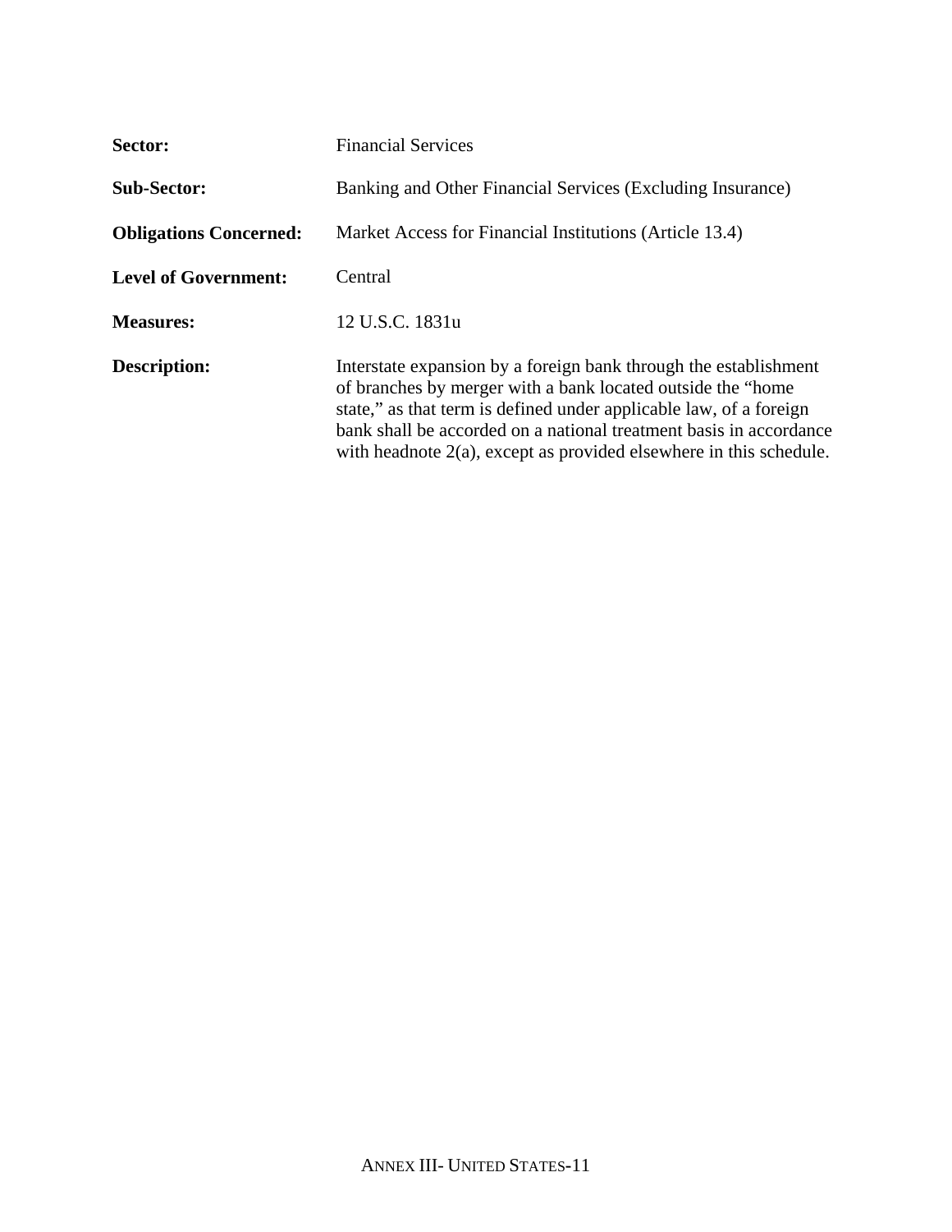**Sector:** Financial Services

**Sub-Sector:** Banking and Other Financial Services (Excluding Insurance)

**Obligations Concerned:** Market Access for Financial Institutions (Article 13.4)

**Level of Government:** Central

**Measures:** 12 U.S.C. 1831u

**Description:** Interstate expansion by a foreign bank through the establishment of branches by merger with a bank located outside the "home state," as that term is defined under applicable law, of a foreign bank shall be accorded on a national treatment basis in accordance with headnote 2(a), except as provided elsewhere in this schedule.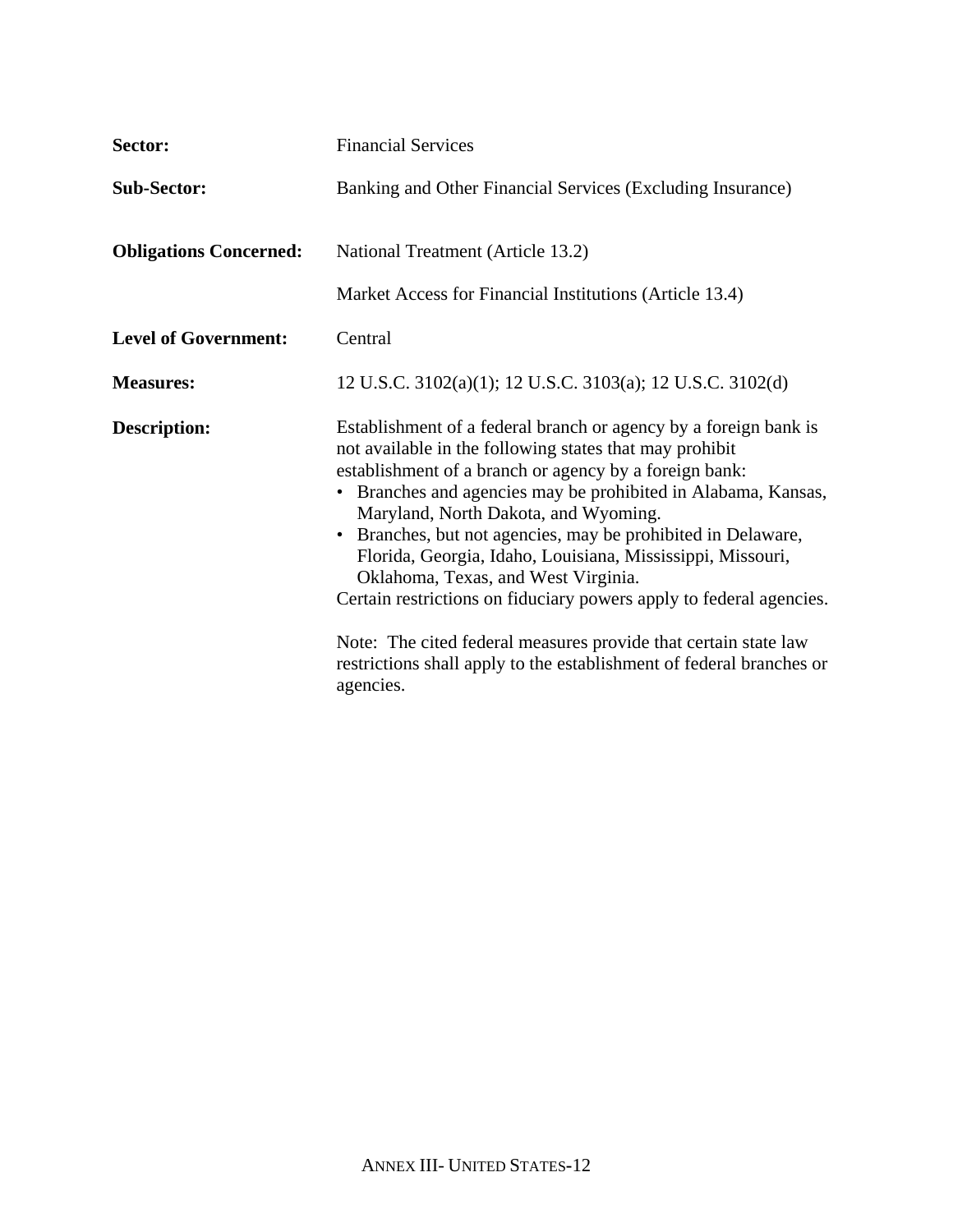**Sector:** Financial Services

**Sub-Sector:** Banking and Other Financial Services (Excluding Insurance)

**Obligations Concerned:** National Treatment (Article 13.2)

Market Access for Financial Institutions (Article 13.4)

**Level of Government:** Central

**Measures:** 12 U.S.C. 3102(a)(1); 12 U.S.C. 3103(a); 12 U.S.C. 3102(d)

**Description:** Establishment of a federal branch or agency by a foreign bank is not available in the following states that may prohibit establishment of a branch or agency by a foreign bank:

- Branches and agencies may be prohibited in Alabama, Kansas, Maryland, North Dakota, and Wyoming.
- Branches, but not agencies, may be prohibited in Delaware, Florida, Georgia, Idaho, Louisiana, Mississippi, Missouri, Oklahoma, Texas, and West Virginia.

Certain restrictions on fiduciary powers apply to federal agencies.

Note: The cited federal measures provide that certain state law restrictions shall apply to the establishment of federal branches or agencies.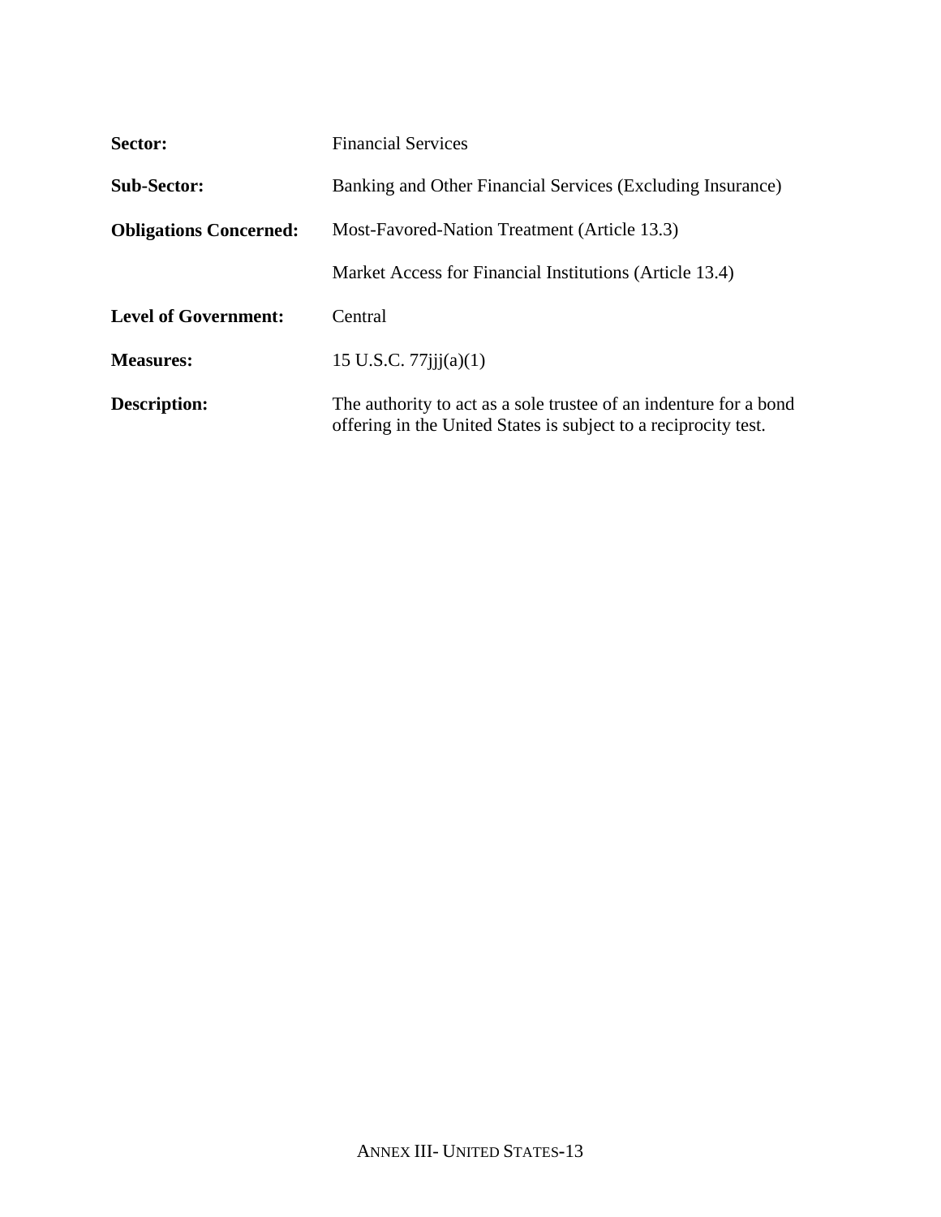**Sector:** Financial Services

**Sub-Sector:** Banking and Other Financial Services (Excluding Insurance)

**Obligations Concerned:** Most-Favored-Nation Treatment (Article 13.3)

Market Access for Financial Institutions (Article 13.4)

**Level of Government:** Central

**Measures:** 15 U.S.C. 77jjj(a)(1)

**Description:** The authority to act as a sole trustee of an indenture for a bond offering in the United States is subject to a reciprocity test.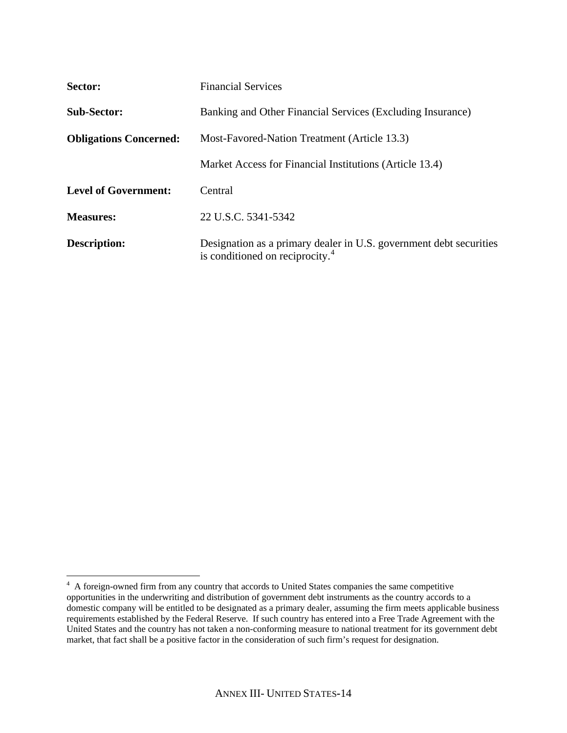| | |
|---|---|
| **Sector:** | Financial Services |
| **Sub-Sector:** | Banking and Other Financial Services (Excluding Insurance) |
| **Obligations Concerned:** | Most-Favored-Nation Treatment (Article 13.3) |
| | Market Access for Financial Institutions (Article 13.4) |
| **Level of Government:** | Central |
| **Measures:** | 22 U.S.C. 5341-5342 |
| **Description:** | Designation as a primary dealer in U.S. government debt securities is conditioned on reciprocity.[4] |

[4] A foreign-owned firm from any country that accords to United States companies the same competitive opportunities in the underwriting and distribution of government debt instruments as the country accords to a domestic company will be entitled to be designated as a primary dealer, assuming the firm meets applicable business requirements established by the Federal Reserve. If such country has entered into a Free Trade Agreement with the United States and the country has not taken a non-conforming measure to national treatment for its government debt market, that fact shall be a positive factor in the consideration of such firm's request for designation.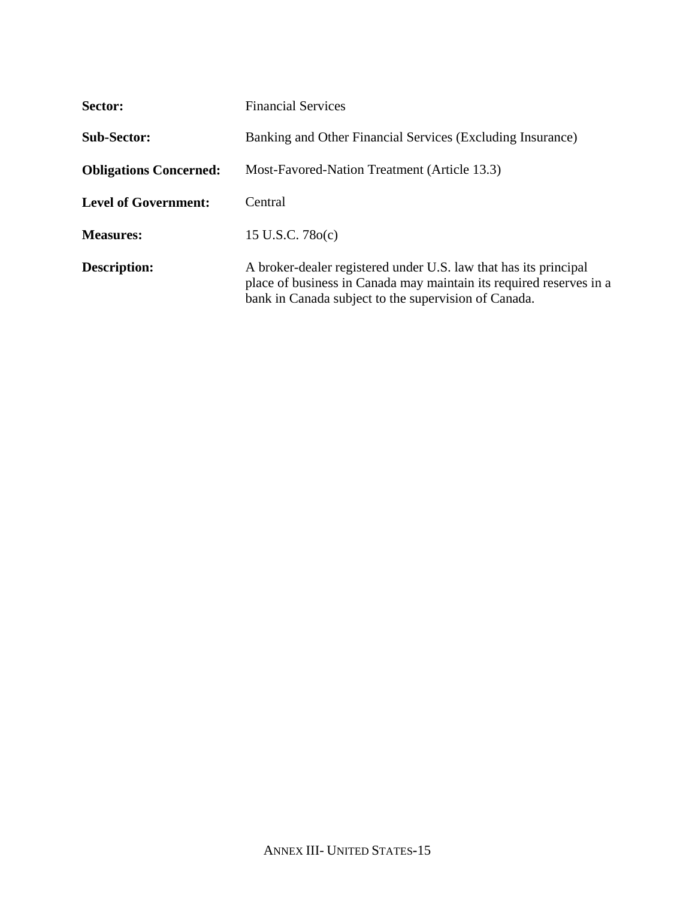**Sector:** Financial Services

**Sub-Sector:** Banking and Other Financial Services (Excluding Insurance)

**Obligations Concerned:** Most-Favored-Nation Treatment (Article 13.3)

**Level of Government:** Central

**Measures:** 15 U.S.C. 78o(c)

**Description:** A broker-dealer registered under U.S. law that has its principal place of business in Canada may maintain its required reserves in a bank in Canada subject to the supervision of Canada.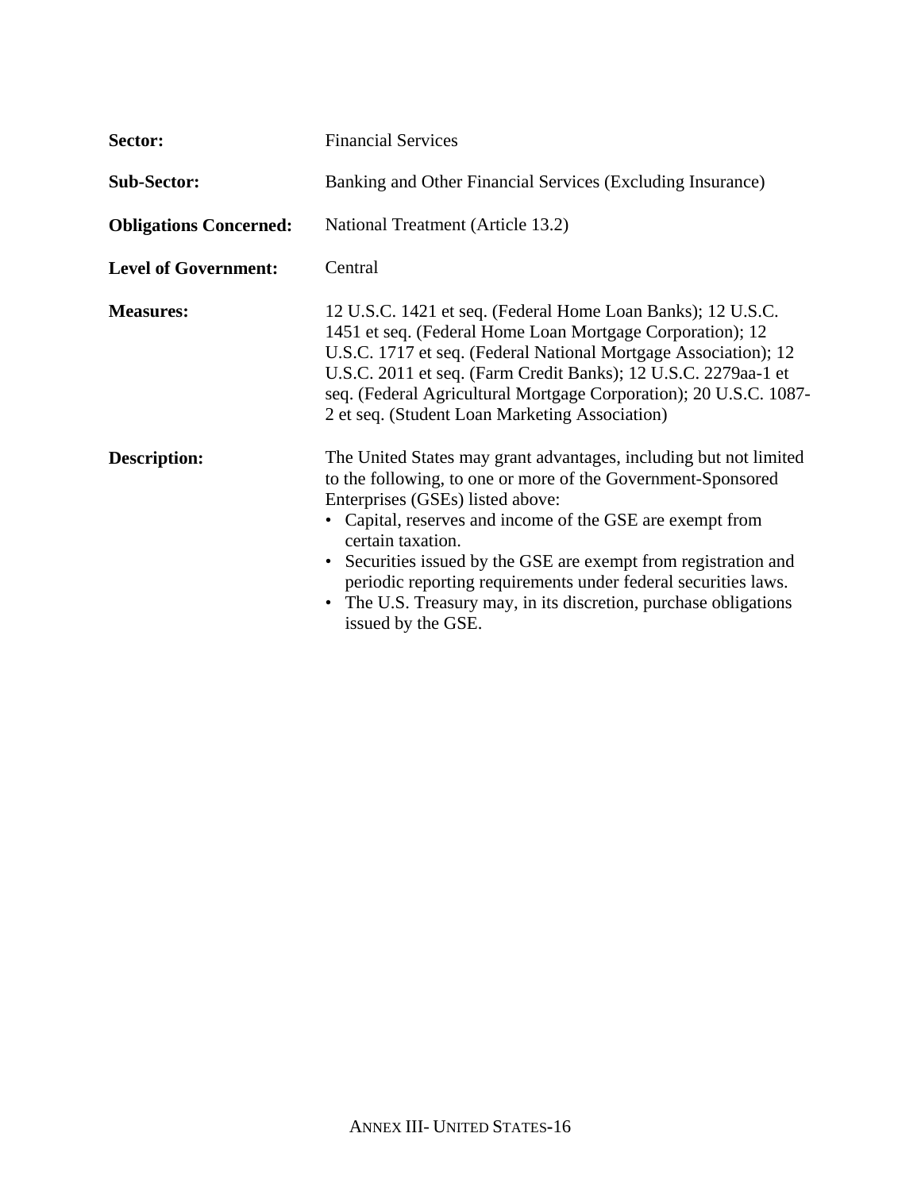**Sector:** Financial Services

**Sub-Sector:** Banking and Other Financial Services (Excluding Insurance)

**Obligations Concerned:** National Treatment (Article 13.2)

**Level of Government:** Central

**Measures:** 12 U.S.C. 1421 et seq. (Federal Home Loan Banks); 12 U.S.C. 1451 et seq. (Federal Home Loan Mortgage Corporation); 12 U.S.C. 1717 et seq. (Federal National Mortgage Association); 12 U.S.C. 2011 et seq. (Farm Credit Banks); 12 U.S.C. 2279aa-1 et seq. (Federal Agricultural Mortgage Corporation); 20 U.S.C. 1087-2 et seq. (Student Loan Marketing Association)

**Description:** The United States may grant advantages, including but not limited to the following, to one or more of the Government-Sponsored Enterprises (GSEs) listed above:

- Capital, reserves and income of the GSE are exempt from certain taxation.
- Securities issued by the GSE are exempt from registration and periodic reporting requirements under federal securities laws.
- The U.S. Treasury may, in its discretion, purchase obligations issued by the GSE.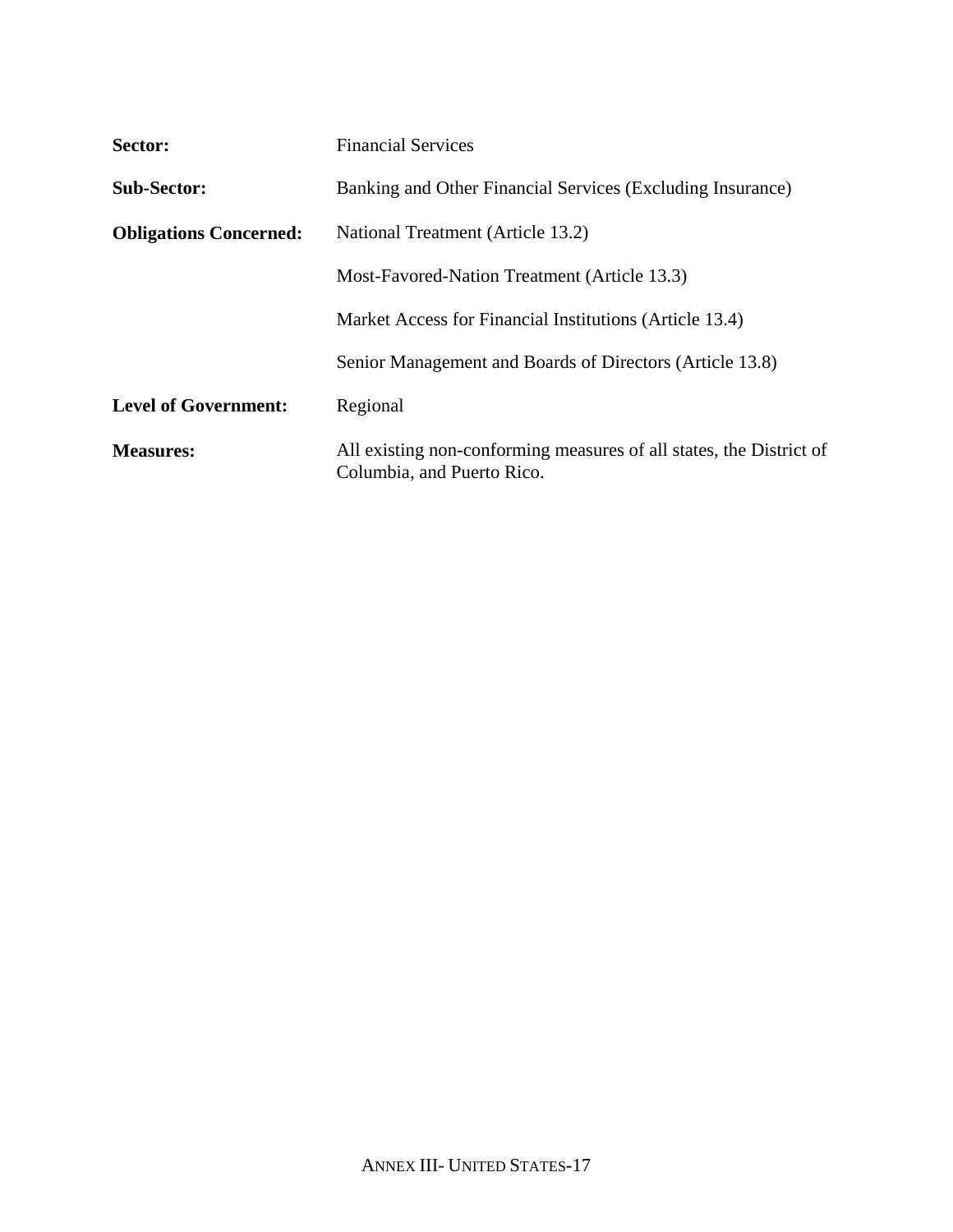| | |
|---|---|
| **Sector:** | Financial Services |
| **Sub-Sector:** | Banking and Other Financial Services (Excluding Insurance) |
| **Obligations Concerned:** | National Treatment (Article 13.2) |
| | Most-Favored-Nation Treatment (Article 13.3) |
| | Market Access for Financial Institutions (Article 13.4) |
| | Senior Management and Boards of Directors (Article 13.8) |
| **Level of Government:** | Regional |
| **Measures:** | All existing non-conforming measures of all states, the District of Columbia, and Puerto Rico. |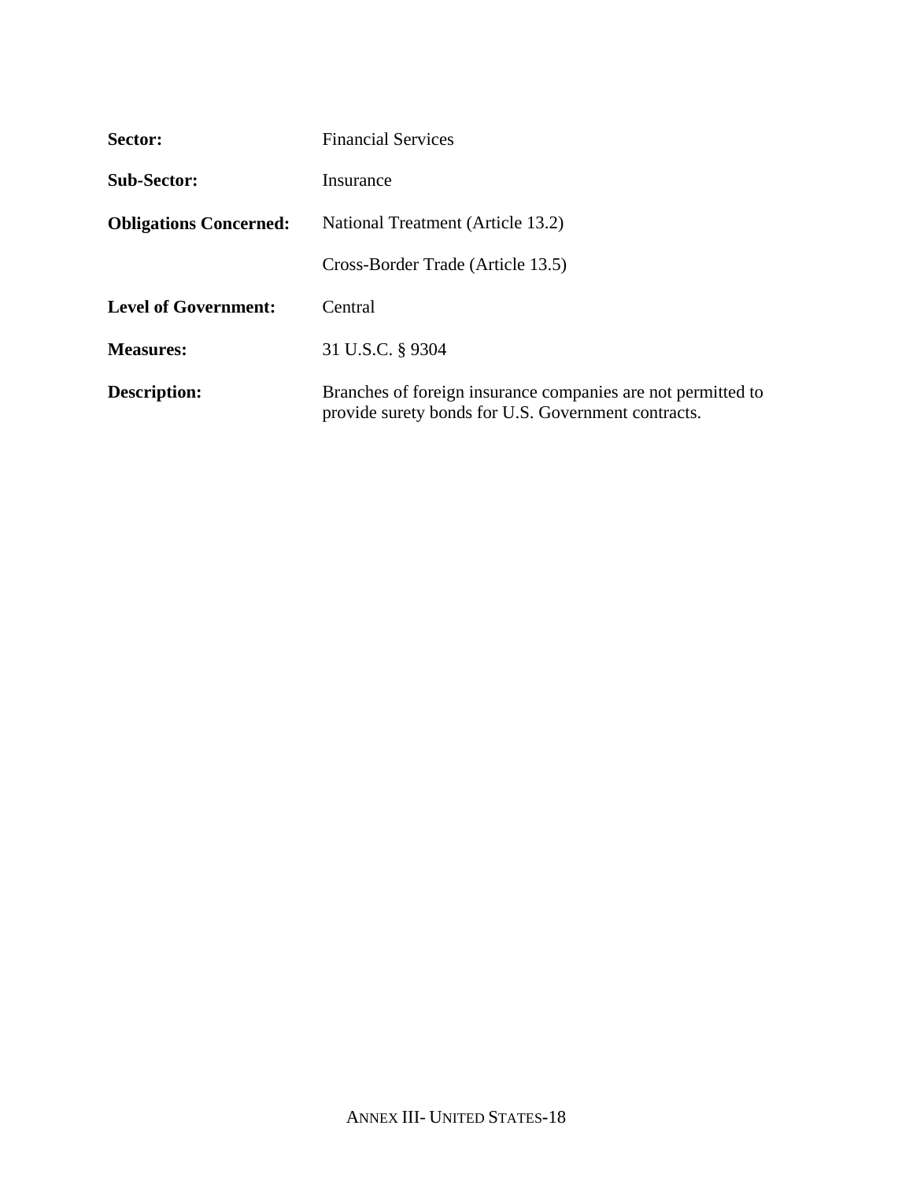| | |
|---|---|
| **Sector:** | Financial Services |
| **Sub-Sector:** | Insurance |
| **Obligations Concerned:** | National Treatment (Article 13.2) |
| | Cross-Border Trade (Article 13.5) |
| **Level of Government:** | Central |
| **Measures:** | 31 U.S.C. § 9304 |
| **Description:** | Branches of foreign insurance companies are not permitted to provide surety bonds for U.S. Government contracts. |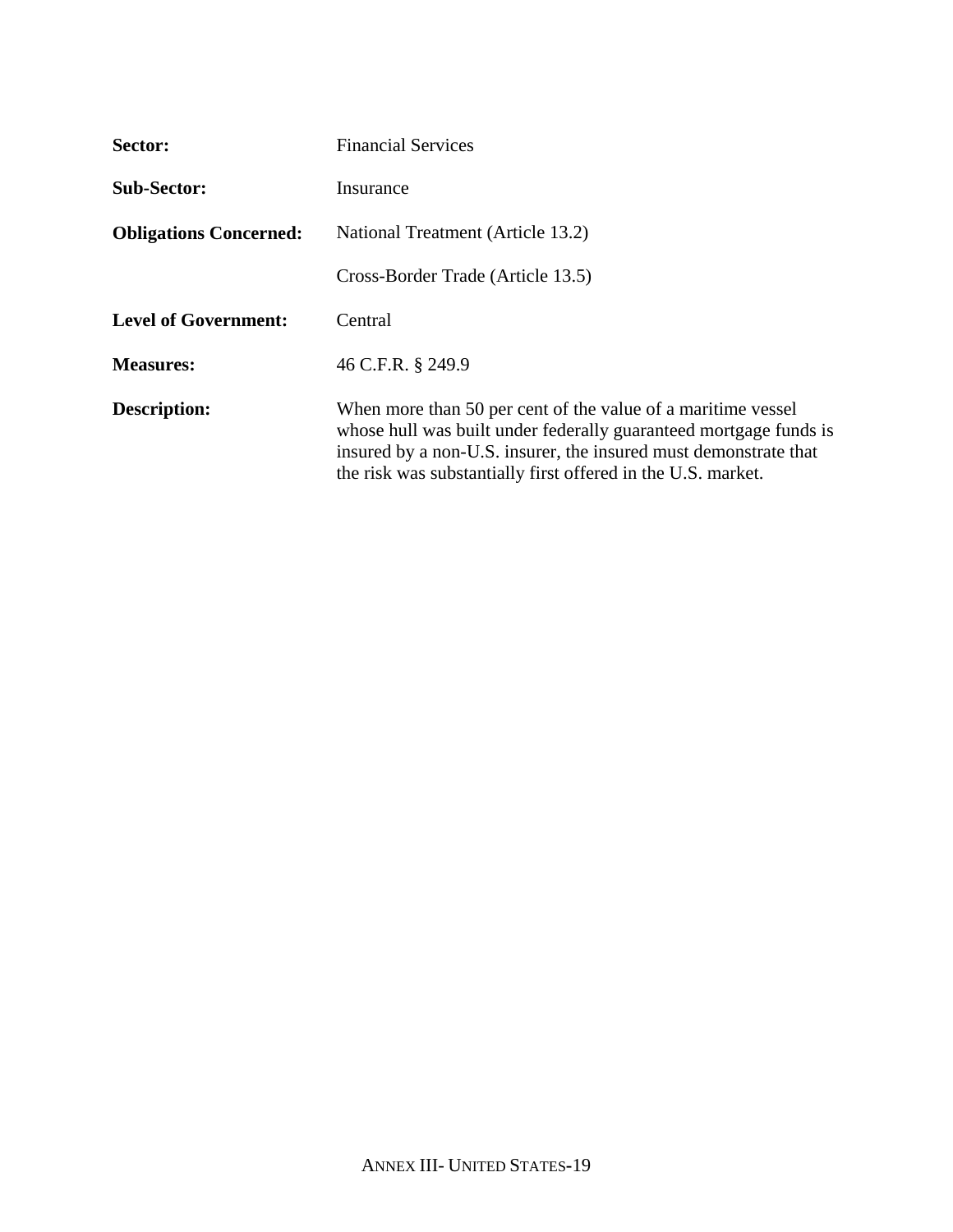**Sector:** Financial Services

**Sub-Sector:** Insurance

**Obligations Concerned:** National Treatment (Article 13.2)

Cross-Border Trade (Article 13.5)

**Level of Government:** Central

**Measures:** 46 C.F.R. § 249.9

**Description:** When more than 50 per cent of the value of a maritime vessel whose hull was built under federally guaranteed mortgage funds is insured by a non-U.S. insurer, the insured must demonstrate that the risk was substantially first offered in the U.S. market.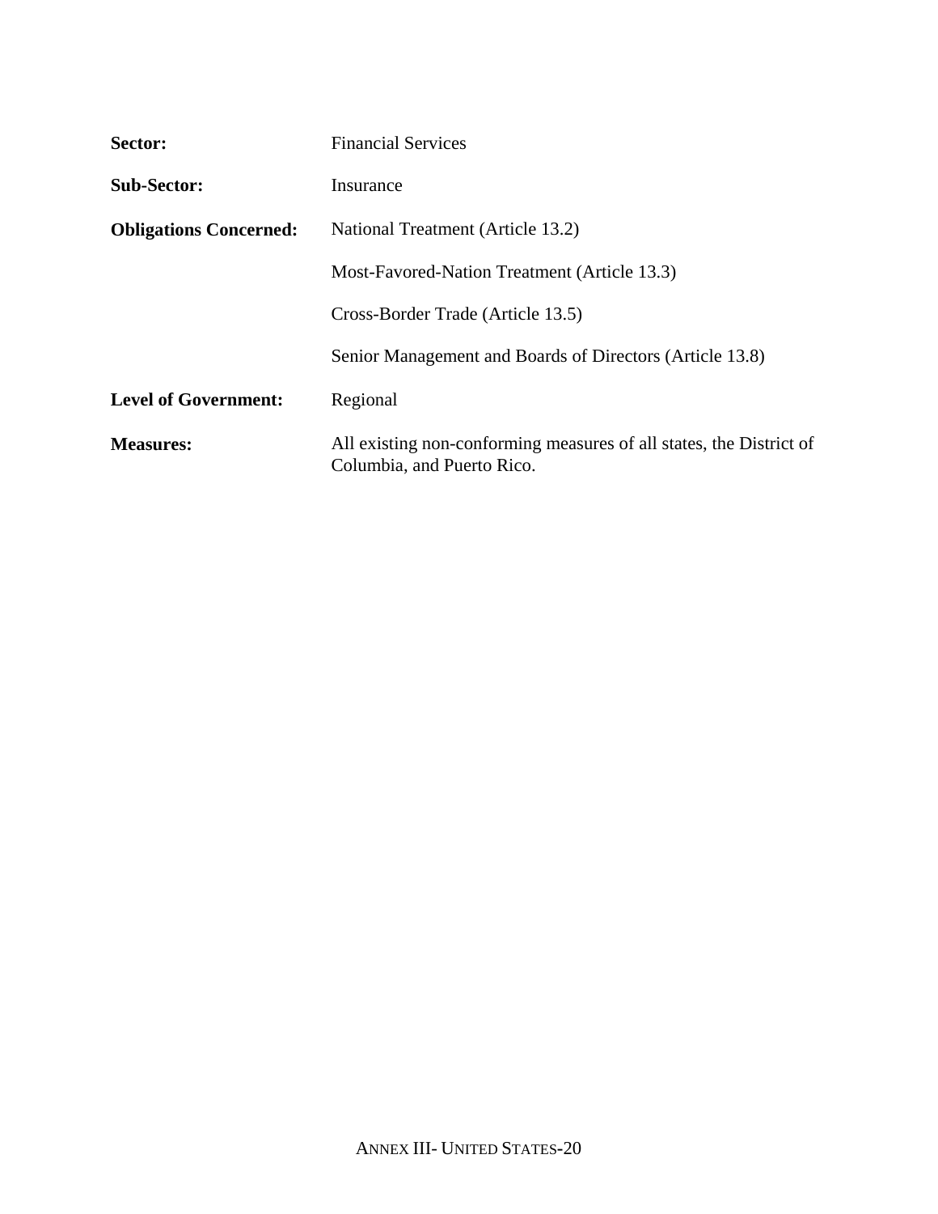**Sector:** Financial Services

**Sub-Sector:** Insurance

**Obligations Concerned:** National Treatment (Article 13.2)

Most-Favored-Nation Treatment (Article 13.3)

Cross-Border Trade (Article 13.5)

Senior Management and Boards of Directors (Article 13.8)

**Level of Government:** Regional

**Measures:** All existing non-conforming measures of all states, the District of Columbia, and Puerto Rico.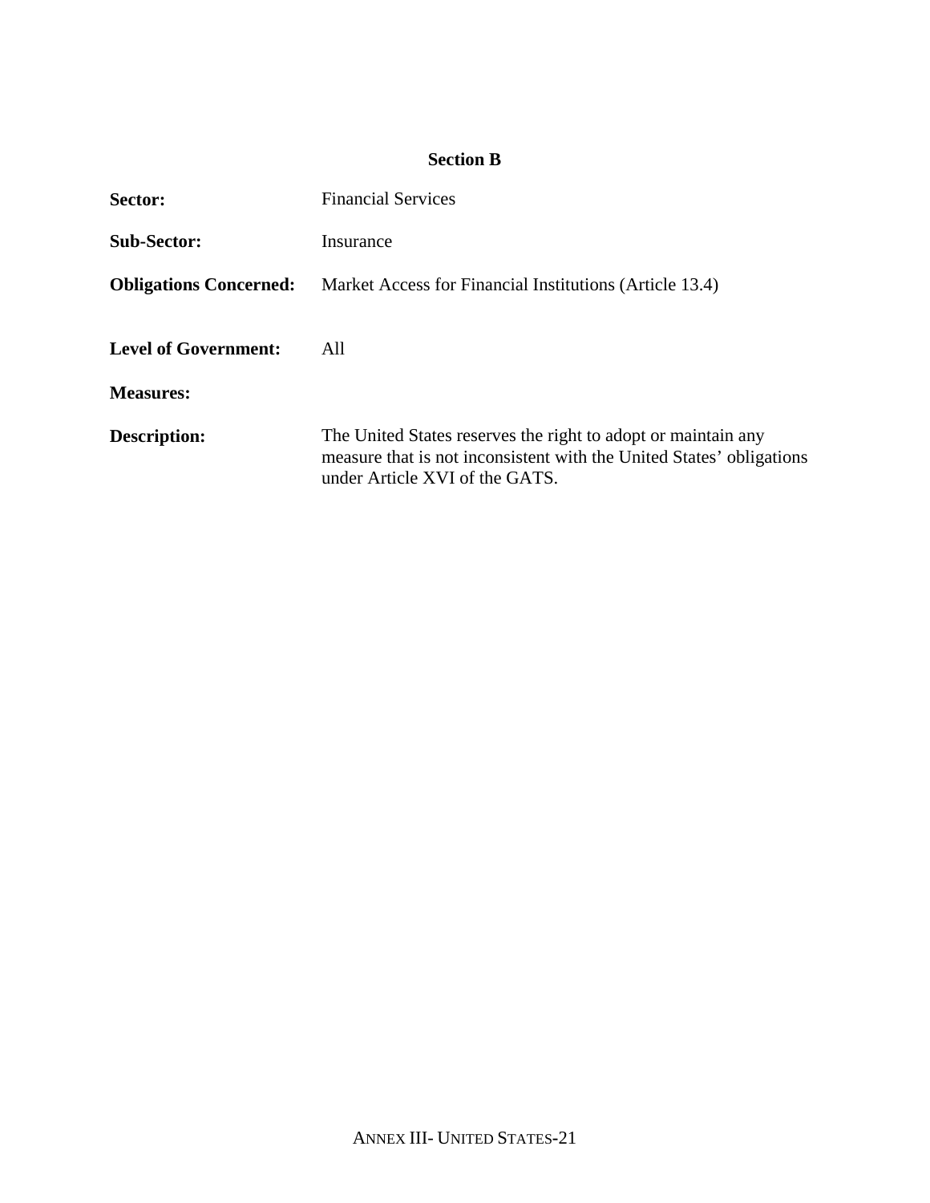## Section B

**Sector:** Financial Services

**Sub-Sector:** Insurance

**Obligations Concerned:** Market Access for Financial Institutions (Article 13.4)

**Level of Government:** All

**Measures:**

**Description:** The United States reserves the right to adopt or maintain any measure that is not inconsistent with the United States' obligations under Article XVI of the GATS.